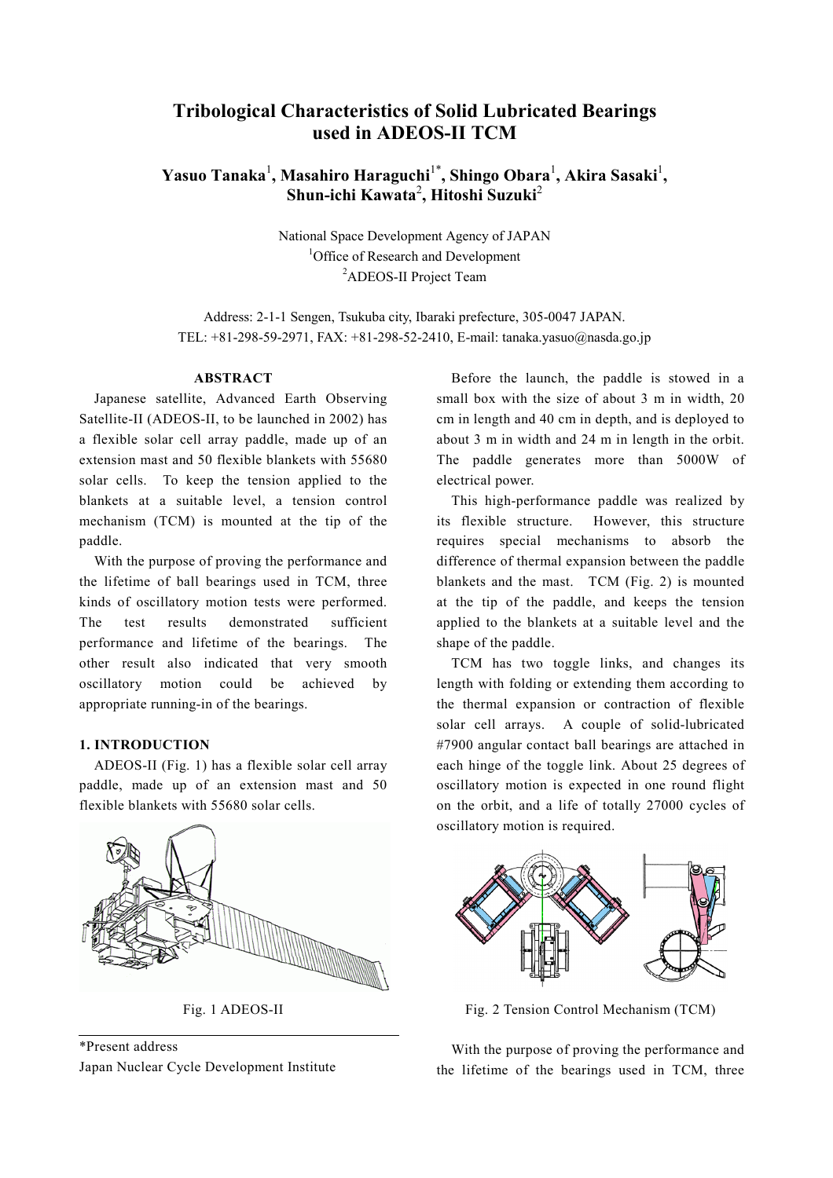# Tribological Characteristics of Solid Lubricated Bearings used in ADEOS-II TCM

**Yasuo Tanaka[1], Masahiro Haraguchi[1*], Shingo Obara[1], Akira Sasaki[1], Shun-ichi Kawata[2], Hitoshi Suzuki[2]**

National Space Development Agency of JAPAN
[1]Office of Research and Development
[2]ADEOS-II Project Team

Address: 2-1-1 Sengen, Tsukuba city, Ibaraki prefecture, 305-0047 JAPAN.
TEL: +81-298-59-2971, FAX: +81-298-52-2410, E-mail: tanaka.yasuo@nasda.go.jp

## ABSTRACT

Japanese satellite, Advanced Earth Observing Satellite-II (ADEOS-II, to be launched in 2002) has a flexible solar cell array paddle, made up of an extension mast and 50 flexible blankets with 55680 solar cells. To keep the tension applied to the blankets at a suitable level, a tension control mechanism (TCM) is mounted at the tip of the paddle.

With the purpose of proving the performance and the lifetime of ball bearings used in TCM, three kinds of oscillatory motion tests were performed. The test results demonstrated sufficient performance and lifetime of the bearings. The other result also indicated that very smooth oscillatory motion could be achieved by appropriate running-in of the bearings.

## 1. INTRODUCTION

ADEOS-II (Fig. 1) has a flexible solar cell array paddle, made up of an extension mast and 50 flexible blankets with 55680 solar cells.

Fig. 1 ADEOS-II

Before the launch, the paddle is stowed in a small box with the size of about 3 m in width, 20 cm in length and 40 cm in depth, and is deployed to about 3 m in width and 24 m in length in the orbit. The paddle generates more than 5000W of electrical power.

This high-performance paddle was realized by its flexible structure. However, this structure requires special mechanisms to absorb the difference of thermal expansion between the paddle blankets and the mast. TCM (Fig. 2) is mounted at the tip of the paddle, and keeps the tension applied to the blankets at a suitable level and the shape of the paddle.

TCM has two toggle links, and changes its length with folding or extending them according to the thermal expansion or contraction of flexible solar cell arrays. A couple of solid-lubricated #7900 angular contact ball bearings are attached in each hinge of the toggle link. About 25 degrees of oscillatory motion is expected in one round flight on the orbit, and a life of totally 27000 cycles of oscillatory motion is required.

Fig. 2 Tension Control Mechanism (TCM)

With the purpose of proving the performance and the lifetime of the bearings used in TCM, three

*Present address
Japan Nuclear Cycle Development Institute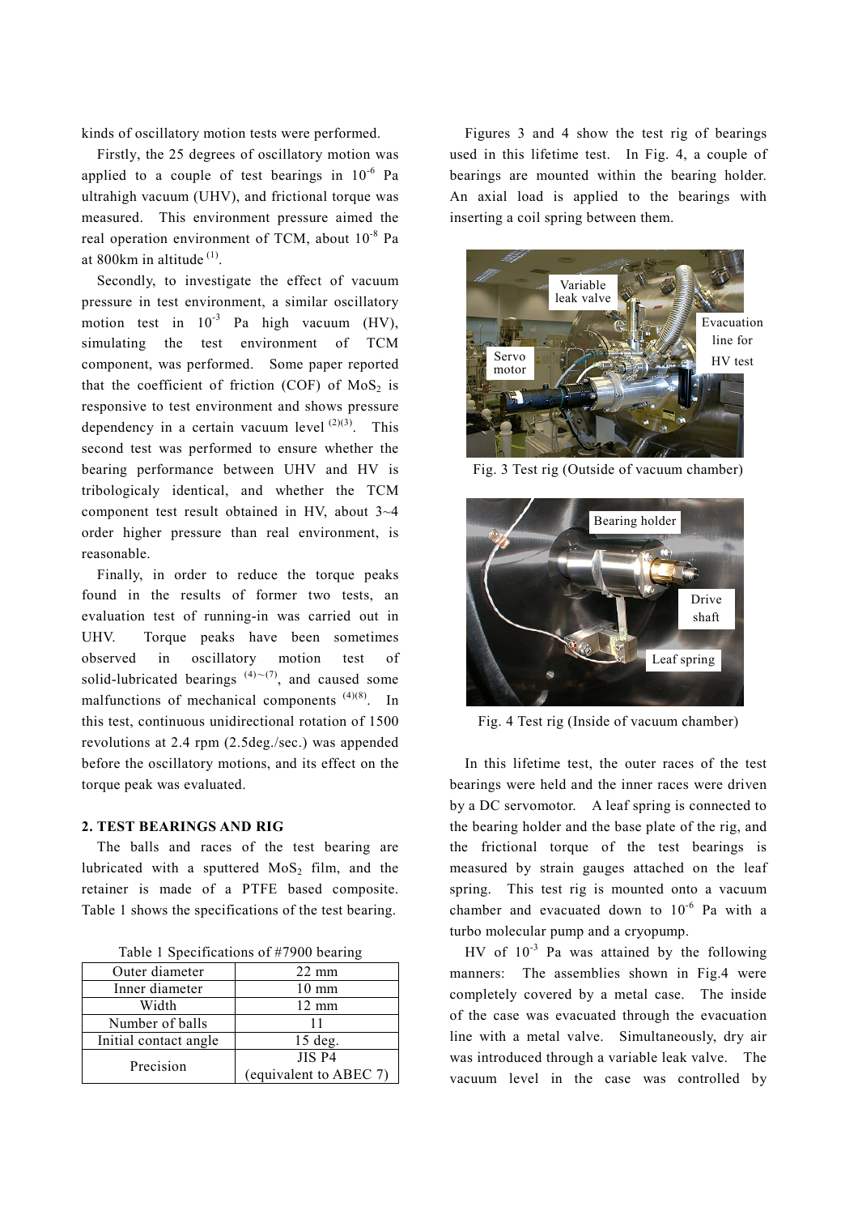kinds of oscillatory motion tests were performed.

Firstly, the 25 degrees of oscillatory motion was applied to a couple of test bearings in $10^{-6}$ Pa ultrahigh vacuum (UHV), and frictional torque was measured. This environment pressure aimed the real operation environment of TCM, about $10^{-8}$ Pa at 800km in altitude [1].

Secondly, to investigate the effect of vacuum pressure in test environment, a similar oscillatory motion test in $10^{-3}$ Pa high vacuum (HV), simulating the test environment of TCM component, was performed. Some paper reported that the coefficient of friction (COF) of $MoS_2$ is responsive to test environment and shows pressure dependency in a certain vacuum level [2][3]. This second test was performed to ensure whether the bearing performance between UHV and HV is tribologicaly identical, and whether the TCM component test result obtained in HV, about 3~4 order higher pressure than real environment, is reasonable.

Finally, in order to reduce the torque peaks found in the results of former two tests, an evaluation test of running-in was carried out in UHV. Torque peaks have been sometimes observed in oscillatory motion test of solid-lubricated bearings [4]~[7], and caused some malfunctions of mechanical components [4][8]. In this test, continuous unidirectional rotation of 1500 revolutions at 2.4 rpm (2.5deg./sec.) was appended before the oscillatory motions, and its effect on the torque peak was evaluated.

## 2. TEST BEARINGS AND RIG

The balls and races of the test bearing are lubricated with a sputtered $MoS_2$ film, and the retainer is made of a PTFE based composite. Table 1 shows the specifications of the test bearing.

Table 1 Specifications of #7900 bearing

| Item | Value |
|---|---|
| Outer diameter | 22 mm |
| Inner diameter | 10 mm |
| Width | 12 mm |
| Number of balls | 11 |
| Initial contact angle | 15 deg. |
| Precision | JIS P4 (equivalent to ABEC 7) |

Figures 3 and 4 show the test rig of bearings used in this lifetime test. In Fig. 4, a couple of bearings are mounted within the bearing holder. An axial load is applied to the bearings with inserting a coil spring between them.

Fig. 3 Test rig (Outside of vacuum chamber)

Fig. 4 Test rig (Inside of vacuum chamber)

In this lifetime test, the outer races of the test bearings were held and the inner races were driven by a DC servomotor. A leaf spring is connected to the bearing holder and the base plate of the rig, and the frictional torque of the test bearings is measured by strain gauges attached on the leaf spring. This test rig is mounted onto a vacuum chamber and evacuated down to $10^{-6}$ Pa with a turbo molecular pump and a cryopump.

HV of $10^{-3}$ Pa was attained by the following manners: The assemblies shown in Fig.4 were completely covered by a metal case. The inside of the case was evacuated through the evacuation line with a metal valve. Simultaneously, dry air was introduced through a variable leak valve. The vacuum level in the case was controlled by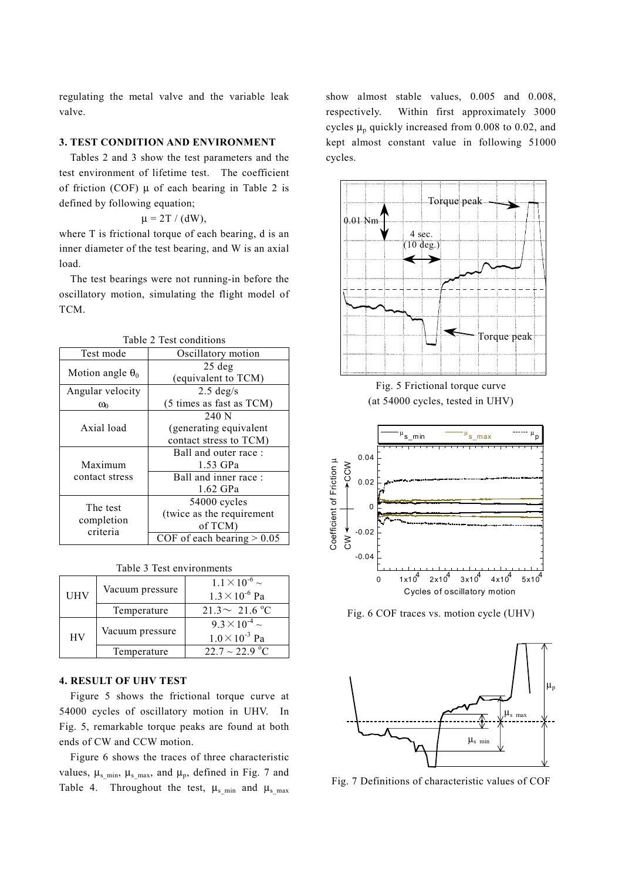regulating the metal valve and the variable leak valve.

### 3. TEST CONDITION AND ENVIRONMENT

Tables 2 and 3 show the test parameters and the test environment of lifetime test. The coefficient of friction (COF) $\mu$ of each bearing in Table 2 is defined by following equation;

$$\mu = 2T / (dW),$$

where T is frictional torque of each bearing, d is an inner diameter of the test bearing, and W is an axial load.

The test bearings were not running-in before the oscillatory motion, simulating the flight model of TCM.

Table 2 Test conditions

| Test mode | Oscillatory motion |
|---|---|
| Motion angle $\theta_0$ | 25 deg (equivalent to TCM) |
| Angular velocity $\omega_0$ | 2.5 deg/s (5 times as fast as TCM) |
| Axial load | 240 N (generating equivalent contact stress to TCM) |
| Maximum contact stress | Ball and outer race : 1.53 GPa |
| | Ball and inner race : 1.62 GPa |
| The test completion criteria | 54000 cycles (twice as the requirement of TCM) |
| | COF of each bearing > 0.05 |

Table 3 Test environments

| | | |
|---|---|---|
| UHV | Vacuum pressure | $1.1\times10^{-6}$ ~ $1.3\times10^{-6}$ Pa |
| | Temperature | 21.3 ~ 21.6 °C |
| HV | Vacuum pressure | $9.3\times10^{-4}$ ~ $1.0\times10^{-3}$ Pa |
| | Temperature | 22.7 ~ 22.9 °C |

### 4. RESULT OF UHV TEST

Figure 5 shows the frictional torque curve at 54000 cycles of oscillatory motion in UHV. In Fig. 5, remarkable torque peaks are found at both ends of CW and CCW motion.

Figure 6 shows the traces of three characteristic values, $\mu_{s\_min}$, $\mu_{s\_max}$, and $\mu_p$, defined in Fig. 7 and Table 4. Throughout the test, $\mu_{s\_min}$ and $\mu_{s\_max}$ show almost stable values, 0.005 and 0.008, respectively. Within first approximately 3000 cycles $\mu_p$ quickly increased from 0.008 to 0.02, and kept almost constant value in following 51000 cycles.

Fig. 5 Frictional torque curve (at 54000 cycles, tested in UHV)

Fig. 6 COF traces vs. motion cycle (UHV)

Fig. 7 Definitions of characteristic values of COF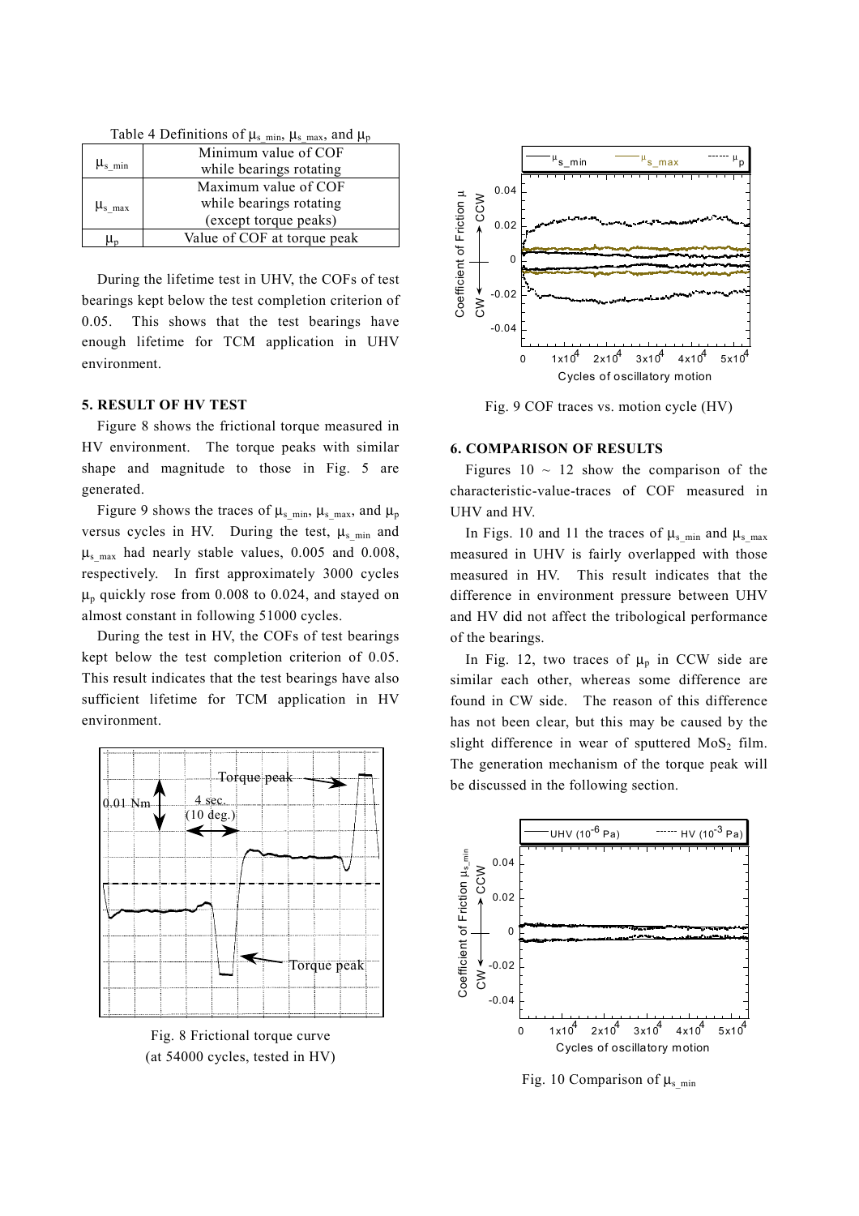Table 4 Definitions of $\mu_{s\_min}$, $\mu_{s\_max}$, and $\mu_p$

| | |
|---|---|
| $\mu_{s\_min}$ | Minimum value of COF while bearings rotating |
| $\mu_{s\_max}$ | Maximum value of COF while bearings rotating (except torque peaks) |
| $\mu_p$ | Value of COF at torque peak |

During the lifetime test in UHV, the COFs of test bearings kept below the test completion criterion of 0.05. This shows that the test bearings have enough lifetime for TCM application in UHV environment.

## 5. RESULT OF HV TEST

Figure 8 shows the frictional torque measured in HV environment. The torque peaks with similar shape and magnitude to those in Fig. 5 are generated.

Figure 9 shows the traces of $\mu_{s\_min}$, $\mu_{s\_max}$, and $\mu_p$ versus cycles in HV. During the test, $\mu_{s\_min}$ and $\mu_{s\_max}$ had nearly stable values, 0.005 and 0.008, respectively. In first approximately 3000 cycles $\mu_p$ quickly rose from 0.008 to 0.024, and stayed on almost constant in following 51000 cycles.

During the test in HV, the COFs of test bearings kept below the test completion criterion of 0.05. This result indicates that the test bearings have also sufficient lifetime for TCM application in HV environment.

Fig. 8 Frictional torque curve (at 54000 cycles, tested in HV)

Fig. 9 COF traces vs. motion cycle (HV)

## 6. COMPARISON OF RESULTS

Figures 10 ~ 12 show the comparison of the characteristic-value-traces of COF measured in UHV and HV.

In Figs. 10 and 11 the traces of $\mu_{s\_min}$ and $\mu_{s\_max}$ measured in UHV is fairly overlapped with those measured in HV. This result indicates that the difference in environment pressure between UHV and HV did not affect the tribological performance of the bearings.

In Fig. 12, two traces of $\mu_p$ in CCW side are similar each other, whereas some difference are found in CW side. The reason of this difference has not been clear, but this may be caused by the slight difference in wear of sputtered $MoS_2$ film. The generation mechanism of the torque peak will be discussed in the following section.

Fig. 10 Comparison of $\mu_{s\_min}$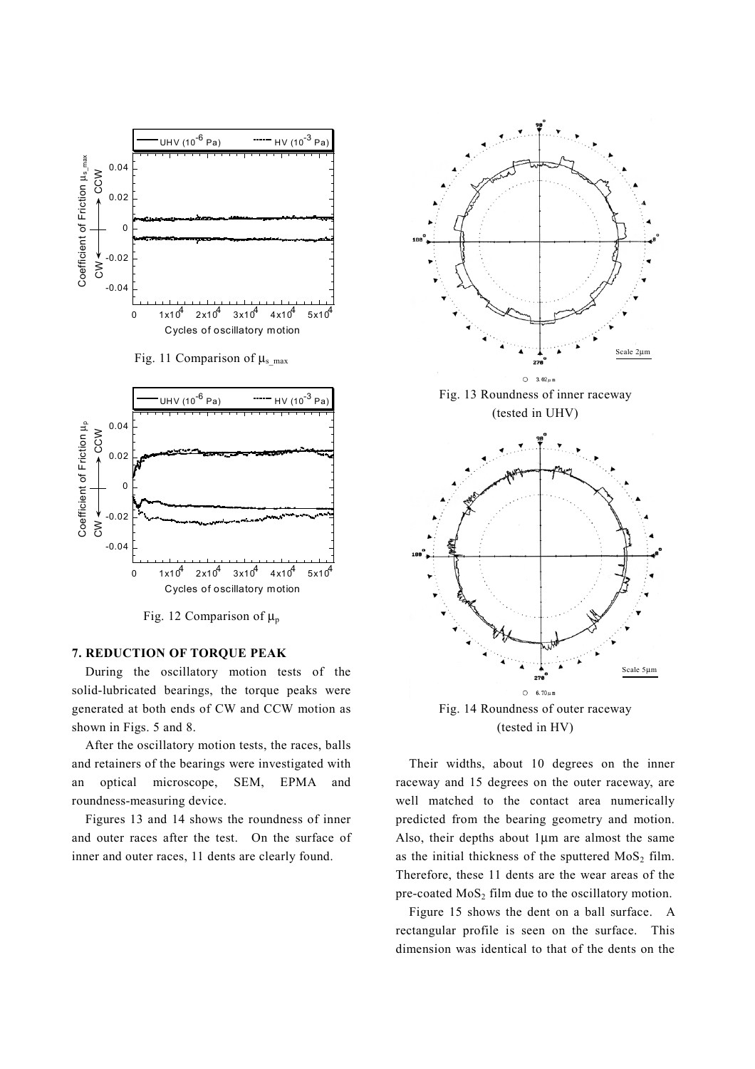Fig. 11 Comparison of $\mu_{s\_max}$

Fig. 12 Comparison of $\mu_p$

## 7. REDUCTION OF TORQUE PEAK

During the oscillatory motion tests of the solid-lubricated bearings, the torque peaks were generated at both ends of CW and CCW motion as shown in Figs. 5 and 8.

After the oscillatory motion tests, the races, balls and retainers of the bearings were investigated with an optical microscope, SEM, EPMA and roundness-measuring device.

Figures 13 and 14 shows the roundness of inner and outer races after the test. On the surface of inner and outer races, 11 dents are clearly found.

Fig. 13 Roundness of inner raceway (tested in UHV)

Fig. 14 Roundness of outer raceway (tested in HV)

Their widths, about 10 degrees on the inner raceway and 15 degrees on the outer raceway, are well matched to the contact area numerically predicted from the bearing geometry and motion. Also, their depths about 1μm are almost the same as the initial thickness of the sputtered $MoS_2$ film. Therefore, these 11 dents are the wear areas of the pre-coated $MoS_2$ film due to the oscillatory motion.

Figure 15 shows the dent on a ball surface. A rectangular profile is seen on the surface. This dimension was identical to that of the dents on the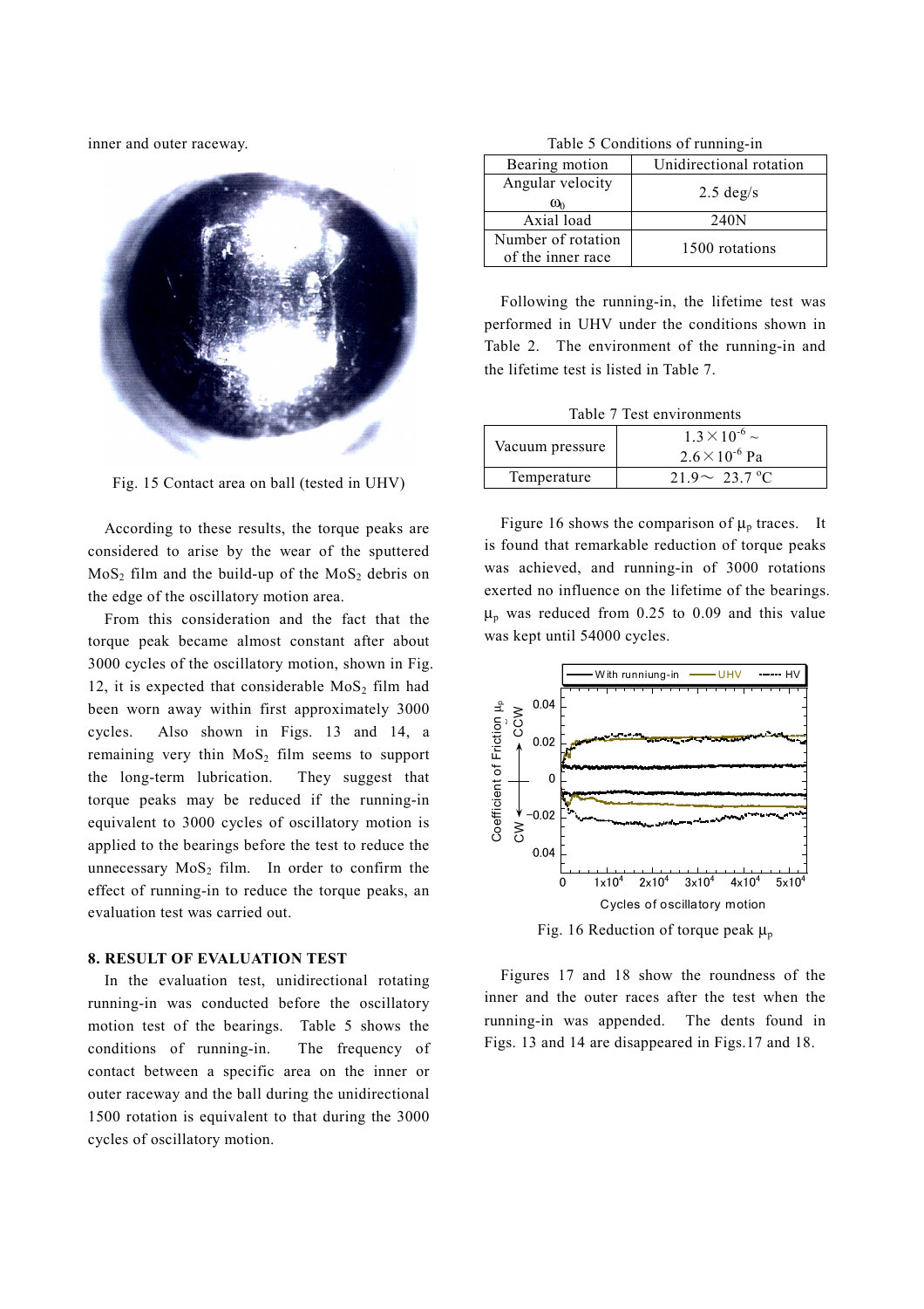inner and outer raceway.

Fig. 15 Contact area on ball (tested in UHV)

According to these results, the torque peaks are considered to arise by the wear of the sputtered $MoS_2$ film and the build-up of the $MoS_2$ debris on the edge of the oscillatory motion area.

From this consideration and the fact that the torque peak became almost constant after about 3000 cycles of the oscillatory motion, shown in Fig. 12, it is expected that considerable $MoS_2$ film had been worn away within first approximately 3000 cycles. Also shown in Figs. 13 and 14, a remaining very thin $MoS_2$ film seems to support the long-term lubrication. They suggest that torque peaks may be reduced if the running-in equivalent to 3000 cycles of oscillatory motion is applied to the bearings before the test to reduce the unnecessary $MoS_2$ film. In order to confirm the effect of running-in to reduce the torque peaks, an evaluation test was carried out.

## 8. RESULT OF EVALUATION TEST

In the evaluation test, unidirectional rotating running-in was conducted before the oscillatory motion test of the bearings. Table 5 shows the conditions of running-in. The frequency of contact between a specific area on the inner or outer raceway and the ball during the unidirectional 1500 rotation is equivalent to that during the 3000 cycles of oscillatory motion.

Table 5 Conditions of running-in

| Bearing motion | Unidirectional rotation |
|---|---|
| Angular velocity $\omega_0$ | 2.5 deg/s |
| Axial load | 240N |
| Number of rotation of the inner race | 1500 rotations |

Following the running-in, the lifetime test was performed in UHV under the conditions shown in Table 2. The environment of the running-in and the lifetime test is listed in Table 7.

Table 7 Test environments

| Vacuum pressure | $1.3\times10^{-6}$ ~ $2.6\times10^{-6}$ Pa |
|---|---|
| Temperature | 21.9～ 23.7 °C |

Figure 16 shows the comparison of $\mu_p$ traces. It is found that remarkable reduction of torque peaks was achieved, and running-in of 3000 rotations exerted no influence on the lifetime of the bearings. $\mu_p$ was reduced from 0.25 to 0.09 and this value was kept until 54000 cycles.

Fig. 16 Reduction of torque peak $\mu_p$

Figures 17 and 18 show the roundness of the inner and the outer races after the test when the running-in was appended. The dents found in Figs. 13 and 14 are disappeared in Figs.17 and 18.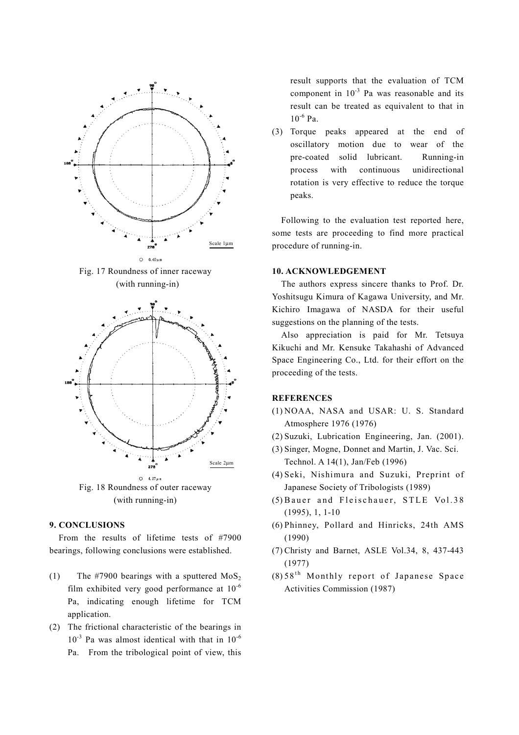90°

180°

0°

270°

Scale 1μm

○ 0.40μm

Fig. 17 Roundness of inner raceway (with running-in)

90°

180°

0°

270°

Scale 2μm

○ 4.27μm

Fig. 18 Roundness of outer raceway (with running-in)

## 9. CONCLUSIONS

From the results of lifetime tests of #7900 bearings, following conclusions were established.

(1) The #7900 bearings with a sputtered $MoS_2$ film exhibited very good performance at $10^{-6}$ Pa, indicating enough lifetime for TCM application.

(2) The frictional characteristic of the bearings in $10^{-3}$ Pa was almost identical with that in $10^{-6}$ Pa. From the tribological point of view, this result supports that the evaluation of TCM component in $10^{-3}$ Pa was reasonable and its result can be treated as equivalent to that in $10^{-6}$ Pa.

(3) Torque peaks appeared at the end of oscillatory motion due to wear of the pre-coated solid lubricant. Running-in process with continuous unidirectional rotation is very effective to reduce the torque peaks.

Following to the evaluation test reported here, some tests are proceeding to find more practical procedure of running-in.

## 10. ACKNOWLEDGEMENT

The authors express sincere thanks to Prof. Dr. Yoshitsugu Kimura of Kagawa University, and Mr. Kichiro Imagawa of NASDA for their useful suggestions on the planning of the tests.

Also appreciation is paid for Mr. Tetsuya Kikuchi and Mr. Kensuke Takahashi of Advanced Space Engineering Co., Ltd. for their effort on the proceeding of the tests.

## REFERENCES

(1) NOAA, NASA and USAR: U. S. Standard Atmosphere 1976 (1976)

(2) Suzuki, Lubrication Engineering, Jan. (2001).

(3) Singer, Mogne, Donnet and Martin, J. Vac. Sci. Technol. A 14(1), Jan/Feb (1996)

(4) Seki, Nishimura and Suzuki, Preprint of Japanese Society of Tribologists (1989)

(5) Bauer and Fleischauer, STLE Vol.38 (1995), 1, 1-10

(6) Phinney, Pollard and Hinricks, 24th AMS (1990)

(7) Christy and Barnet, ASLE Vol.34, 8, 437-443 (1977)

(8) 58th Monthly report of Japanese Space Activities Commission (1987)